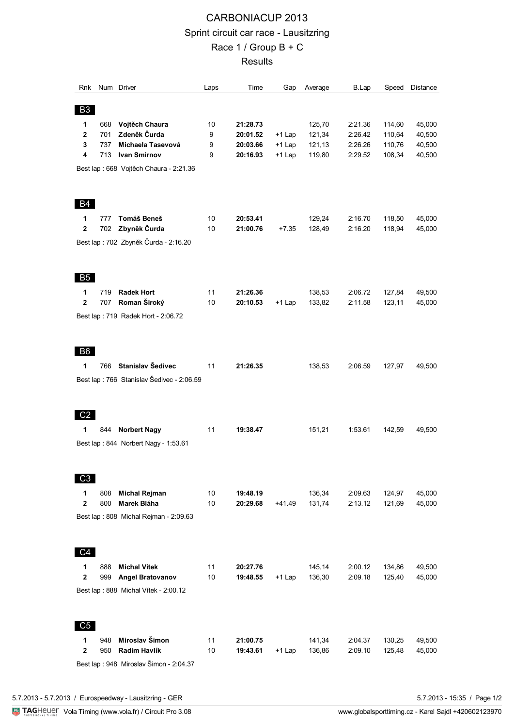# CARBONIACUP 2013

## Sprint circuit car race - Lausitzring

## Race 1 / Group B + C

## Results

| Rnk | Num | Driver | Laps | Time | Gap | Average | B.Lap | Speed | Distance |
|---|---|---|---|---|---|---|---|---|---|
| **B3** | | | | | | | | | |
| **1** | 668 | **Vojtěch Chaura** | 10 | **21:28.73** | | 125,70 | 2:21.36 | 114,60 | 45,000 |
| **2** | 701 | **Zdeněk Čurda** | 9 | **20:01.52** | +1 Lap | 121,34 | 2:26.42 | 110,64 | 40,500 |
| **3** | 737 | **Michaela Tasevová** | 9 | **20:03.66** | +1 Lap | 121,13 | 2:26.26 | 110,76 | 40,500 |
| **4** | 713 | **Ivan Smirnov** | 9 | **20:16.93** | +1 Lap | 119,80 | 2:29.52 | 108,34 | 40,500 |

Best lap : 668 Vojtěch Chaura - 2:21.36

| Rnk | Num | Driver | Laps | Time | Gap | Average | B.Lap | Speed | Distance |
|---|---|---|---|---|---|---|---|---|---|
| **B4** | | | | | | | | | |
| **1** | 777 | **Tomáš Beneš** | 10 | **20:53.41** | | 129,24 | 2:16.70 | 118,50 | 45,000 |
| **2** | 702 | **Zbyněk Čurda** | 10 | **21:00.76** | +7.35 | 128,49 | 2:16.20 | 118,94 | 45,000 |

Best lap : 702 Zbyněk Čurda - 2:16.20

| Rnk | Num | Driver | Laps | Time | Gap | Average | B.Lap | Speed | Distance |
|---|---|---|---|---|---|---|---|---|---|
| **B5** | | | | | | | | | |
| **1** | 719 | **Radek Hort** | 11 | **21:26.36** | | 138,53 | 2:06.72 | 127,84 | 49,500 |
| **2** | 707 | **Roman Široký** | 10 | **20:10.53** | +1 Lap | 133,82 | 2:11.58 | 123,11 | 45,000 |

Best lap : 719 Radek Hort - 2:06.72

| Rnk | Num | Driver | Laps | Time | Gap | Average | B.Lap | Speed | Distance |
|---|---|---|---|---|---|---|---|---|---|
| **B6** | | | | | | | | | |
| **1** | 766 | **Stanislav Šedivec** | 11 | **21:26.35** | | 138,53 | 2:06.59 | 127,97 | 49,500 |

Best lap : 766 Stanislav Šedivec - 2:06.59

| Rnk | Num | Driver | Laps | Time | Gap | Average | B.Lap | Speed | Distance |
|---|---|---|---|---|---|---|---|---|---|
| **C2** | | | | | | | | | |
| **1** | 844 | **Norbert Nagy** | 11 | **19:38.47** | | 151,21 | 1:53.61 | 142,59 | 49,500 |

Best lap : 844 Norbert Nagy - 1:53.61

| Rnk | Num | Driver | Laps | Time | Gap | Average | B.Lap | Speed | Distance |
|---|---|---|---|---|---|---|---|---|---|
| **C3** | | | | | | | | | |
| **1** | 808 | **Michal Rejman** | 10 | **19:48.19** | | 136,34 | 2:09.63 | 124,97 | 45,000 |
| **2** | 800 | **Marek Bláha** | 10 | **20:29.68** | +41.49 | 131,74 | 2:13.12 | 121,69 | 45,000 |

Best lap : 808 Michal Rejman - 2:09.63

| Rnk | Num | Driver | Laps | Time | Gap | Average | B.Lap | Speed | Distance |
|---|---|---|---|---|---|---|---|---|---|
| **C4** | | | | | | | | | |
| **1** | 888 | **Michal Vítek** | 11 | **20:27.76** | | 145,14 | 2:00.12 | 134,86 | 49,500 |
| **2** | 999 | **Angel Bratovanov** | 10 | **19:48.55** | +1 Lap | 136,30 | 2:09.18 | 125,40 | 45,000 |

Best lap : 888 Michal Vítek - 2:00.12

| Rnk | Num | Driver | Laps | Time | Gap | Average | B.Lap | Speed | Distance |
|---|---|---|---|---|---|---|---|---|---|
| **C5** | | | | | | | | | |
| **1** | 948 | **Miroslav Šimon** | 11 | **21:00.75** | | 141,34 | 2:04.37 | 130,25 | 49,500 |
| **2** | 950 | **Radim Havlík** | 10 | **19:43.61** | +1 Lap | 136,86 | 2:09.10 | 125,48 | 45,000 |

Best lap : 948 Miroslav Šimon - 2:04.37

5.7.2013 - 5.7.2013 / Eurospeedway - Lausitzring - GER — 5.7.2013 - 15:35

TAGHeuer Vola Timing (www.vola.fr) / Circuit Pro 3.08 — www.globalsporttiming.cz - Karel Sajdl +420602123970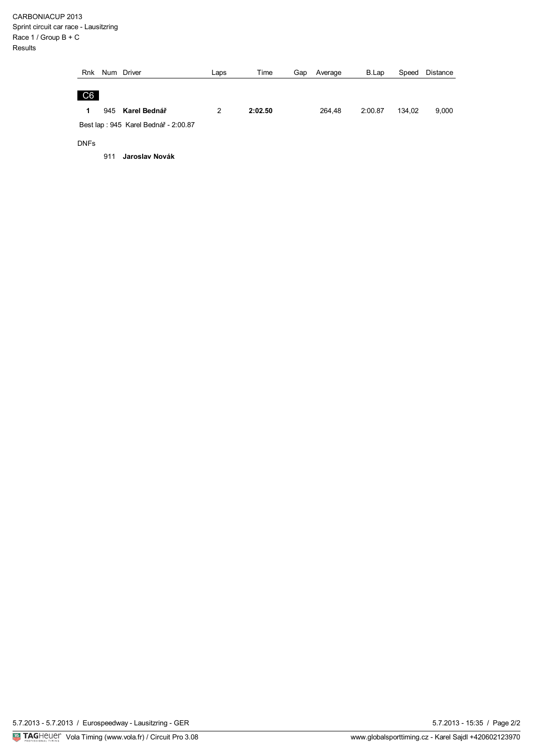CARBONIACUP 2013
Sprint circuit car race - Lausitzring
Race 1 / Group B + C
Results

| Rnk | Num | Driver | Laps | Time | Gap | Average | B.Lap | Speed | Distance |
|---|---|---|---|---|---|---|---|---|---|
| **C6** | | | | | | | | | |
| **1** | 945 | **Karel Bednář** | 2 | **2:02.50** | | 264,48 | 2:00.87 | 134,02 | 9,000 |

Best lap : 945 Karel Bednář - 2:00.87

DNFs

911 **Jaroslav Novák**

5.7.2013 - 5.7.2013 / Eurospeedway - Lausitzring - GER

5.7.2013 - 15:35

Vola Timing (www.vola.fr) / Circuit Pro 3.08

www.globalsporttiming.cz - Karel Sajdl +420602123970